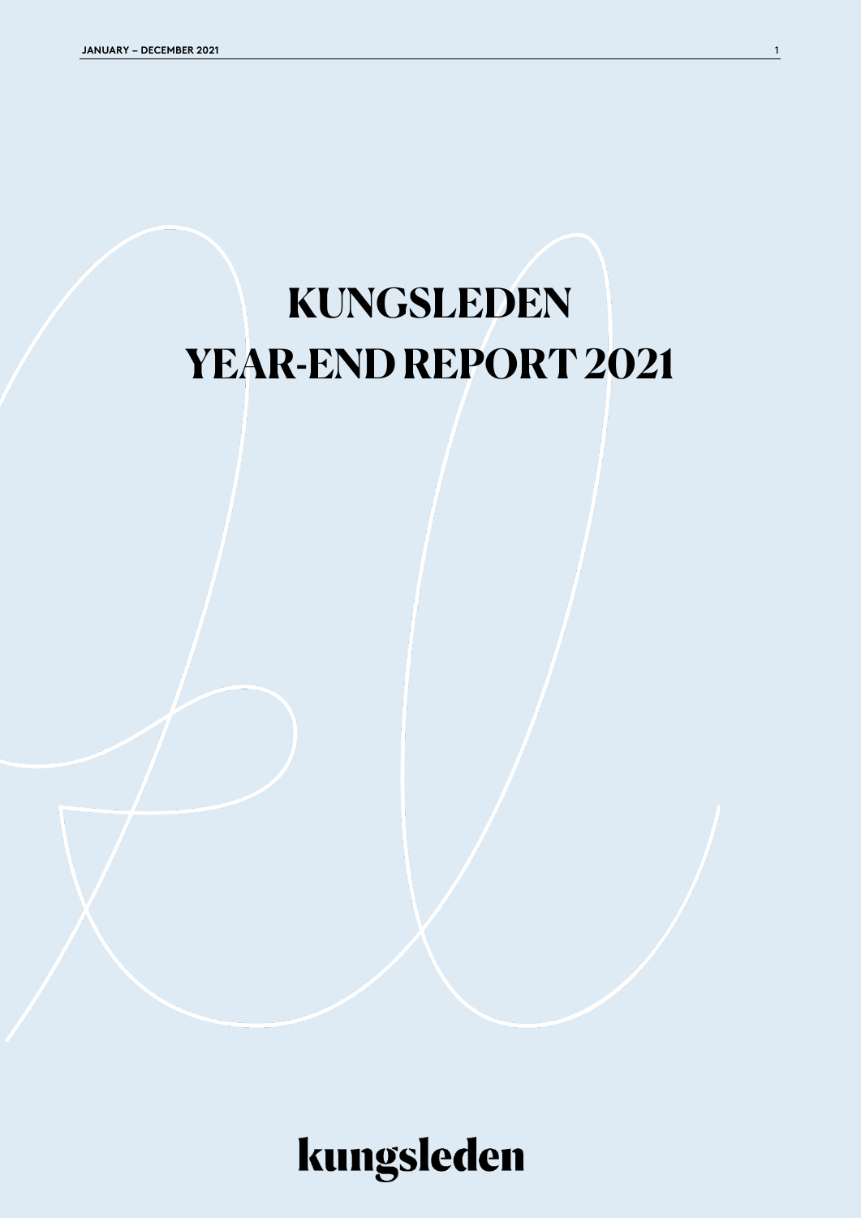# KUNGSLEDEN YEAR-END REPORT 2021

kungsleden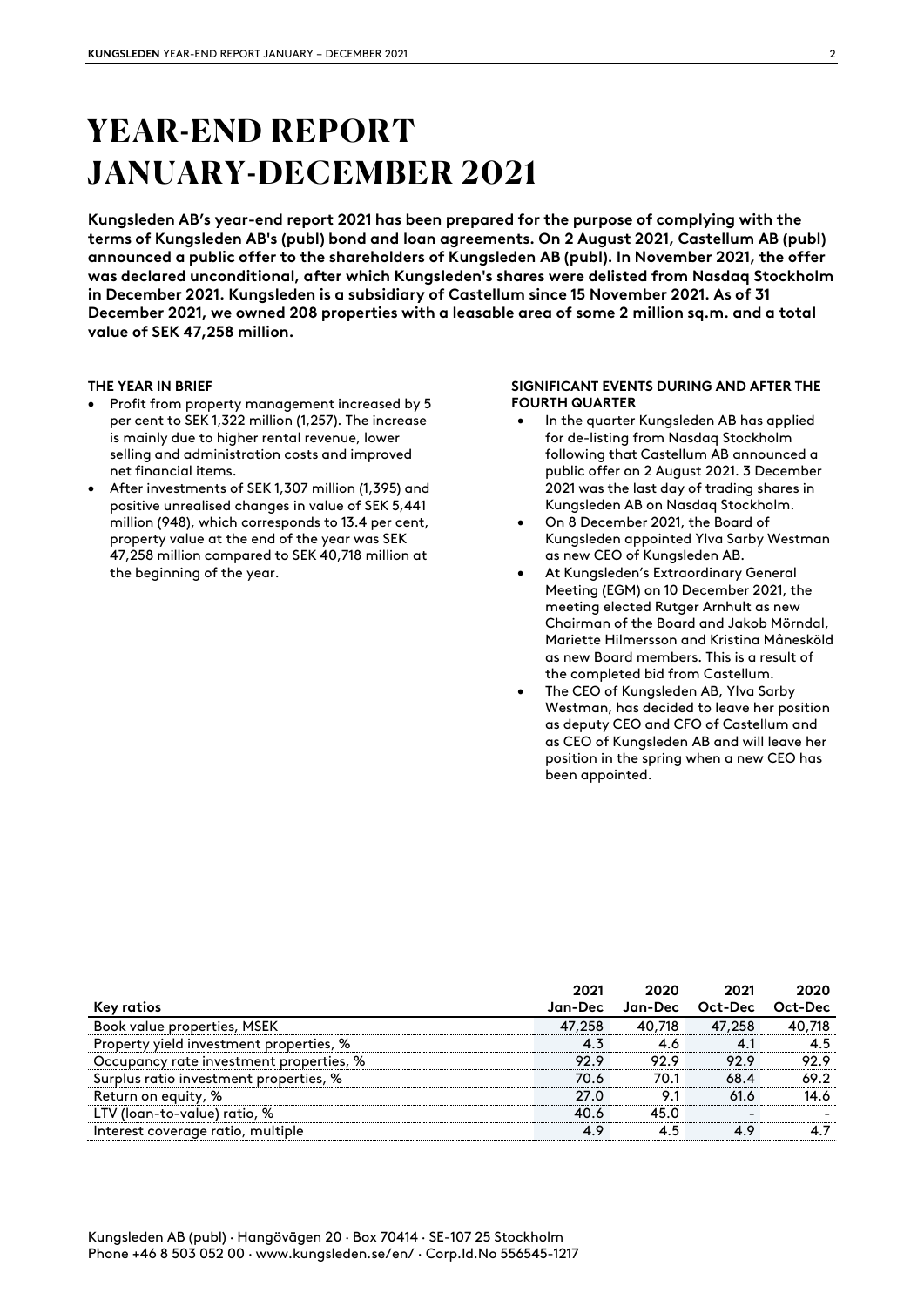# YEAR-END REPORT JANUARY-DECEMBER 2021

**Kungsleden AB's year-end report 2021 has been prepared for the purpose of complying with the terms of Kungsleden AB's (publ) bond and loan agreements. On 2 August 2021, Castellum AB (publ) announced a public offer to the shareholders of Kungsleden AB (publ). In November 2021, the offer was declared unconditional, after which Kungsleden's shares were delisted from Nasdaq Stockholm in December 2021. Kungsleden is a subsidiary of Castellum since 15 November 2021. As of 31 December 2021, we owned 208 properties with a leasable area of some 2 million sq.m. and a total value of SEK 47,258 million.**

**THE YEAR IN BRIEF**

- Profit from property management increased by 5 per cent to SEK 1,322 million (1,257). The increase is mainly due to higher rental revenue, lower selling and administration costs and improved net financial items.
- After investments of SEK 1,307 million (1,395) and positive unrealised changes in value of SEK 5,441 million (948), which corresponds to 13.4 per cent, property value at the end of the year was SEK 47,258 million compared to SEK 40,718 million at the beginning of the year.

**SIGNIFICANT EVENTS DURING AND AFTER THE FOURTH QUARTER**

- In the quarter Kungsleden AB has applied for de-listing from Nasdaq Stockholm following that Castellum AB announced a public offer on 2 August 2021. 3 December 2021 was the last day of trading shares in Kungsleden AB on Nasdaq Stockholm.
- On 8 December 2021, the Board of Kungsleden appointed Ylva Sarby Westman as new CEO of Kungsleden AB.
- At Kungsleden's Extraordinary General Meeting (EGM) on 10 December 2021, the meeting elected Rutger Arnhult as new Chairman of the Board and Jakob Mörndal, Mariette Hilmersson and Kristina Måneskföld as new Board members. This is a result of the completed bid from Castellum.
- The CEO of Kungsleden AB, Ylva Sarby Westman, has decided to leave her position as deputy CEO and CFO of Castellum and as CEO of Kungsleden AB and will leave her position in the spring when a new CEO has been appointed.

| Key ratios | 2021 Jan-Dec | 2020 Jan-Dec | 2021 Oct-Dec | 2020 Oct-Dec |
|---|---|---|---|---|
| Book value properties, MSEK | 47,258 | 40,718 | 47,258 | 40,718 |
| Property yield investment properties, % | 4.3 | 4.6 | 4.1 | 4.5 |
| Occupancy rate investment properties, % | 92.9 | 92.9 | 92.9 | 92.9 |
| Surplus ratio investment properties, % | 70.6 | 70.1 | 68.4 | 69.2 |
| Return on equity, % | 27.0 | 9.1 | 61.6 | 14.6 |
| LTV (loan-to-value) ratio, % | 40.6 | 45.0 | - | - |
| Interest coverage ratio, multiple | 4.9 | 4.5 | 4.9 | 4.7 |

Kungsleden AB (publ) · Hangövägen 20 · Box 70414 · SE-107 25 Stockholm
Phone +46 8 503 052 00 · www.kungsleden.se/en/ · Corp.Id.No 556545-1217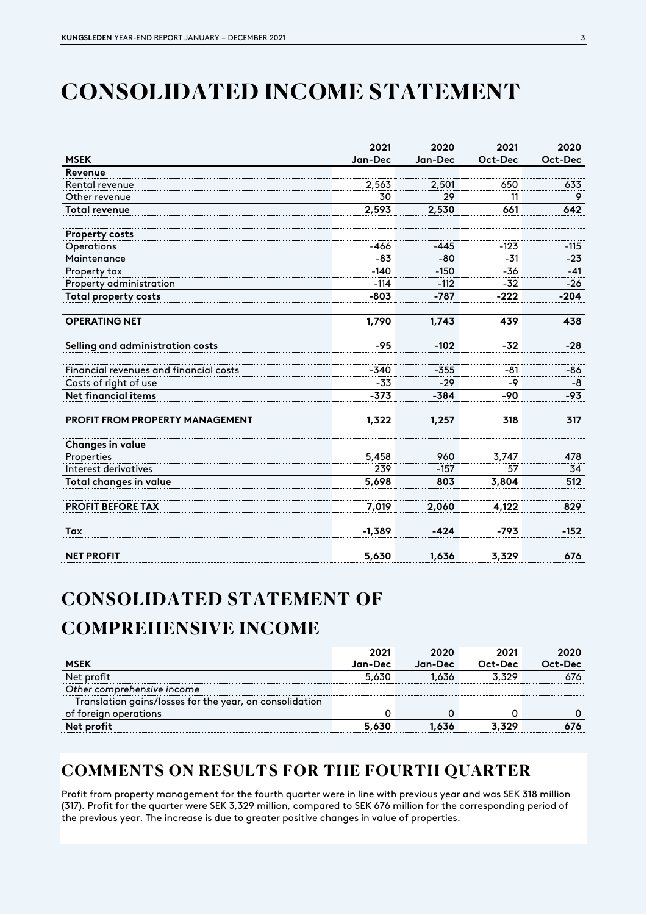# CONSOLIDATED INCOME STATEMENT

| MSEK | 2021 Jan-Dec | 2020 Jan-Dec | 2021 Oct-Dec | 2020 Oct-Dec |
|---|---|---|---|---|
| **Revenue** | | | | |
| Rental revenue | 2,563 | 2,501 | 650 | 633 |
| Other revenue | 30 | 29 | 11 | 9 |
| **Total revenue** | **2,593** | **2,530** | **661** | **642** |
| | | | | |
| **Property costs** | | | | |
| Operations | -466 | -445 | -123 | -115 |
| Maintenance | -83 | -80 | -31 | -23 |
| Property tax | -140 | -150 | -36 | -41 |
| Property administration | -114 | -112 | -32 | -26 |
| **Total property costs** | **-803** | **-787** | **-222** | **-204** |
| | | | | |
| **OPERATING NET** | **1,790** | **1,743** | **439** | **438** |
| | | | | |
| **Selling and administration costs** | **-95** | **-102** | **-32** | **-28** |
| | | | | |
| Financial revenues and financial costs | -340 | -355 | -81 | -86 |
| Costs of right of use | -33 | -29 | -9 | -8 |
| **Net financial items** | **-373** | **-384** | **-90** | **-93** |
| | | | | |
| **PROFIT FROM PROPERTY MANAGEMENT** | **1,322** | **1,257** | **318** | **317** |
| | | | | |
| **Changes in value** | | | | |
| Properties | 5,458 | 960 | 3,747 | 478 |
| Interest derivatives | 239 | -157 | 57 | 34 |
| **Total changes in value** | **5,698** | **803** | **3,804** | **512** |
| | | | | |
| **PROFIT BEFORE TAX** | **7,019** | **2,060** | **4,122** | **829** |
| | | | | |
| **Tax** | **-1,389** | **-424** | **-793** | **-152** |
| | | | | |
| **NET PROFIT** | **5,630** | **1,636** | **3,329** | **676** |

# CONSOLIDATED STATEMENT OF COMPREHENSIVE INCOME

| MSEK | 2021 Jan-Dec | 2020 Jan-Dec | 2021 Oct-Dec | 2020 Oct-Dec |
|---|---|---|---|---|
| Net profit | 5,630 | 1,636 | 3,329 | 676 |
| *Other comprehensive income* | | | | |
| Translation gains/losses for the year, on consolidation of foreign operations | 0 | 0 | 0 | 0 |
| **Net profit** | **5,630** | **1,636** | **3,329** | **676** |

## COMMENTS ON RESULTS FOR THE FOURTH QUARTER

Profit from property management for the fourth quarter were in line with previous year and was SEK 318 million (317). Profit for the quarter were SEK 3,329 million, compared to SEK 676 million for the corresponding period of the previous year. The increase is due to greater positive changes in value of properties.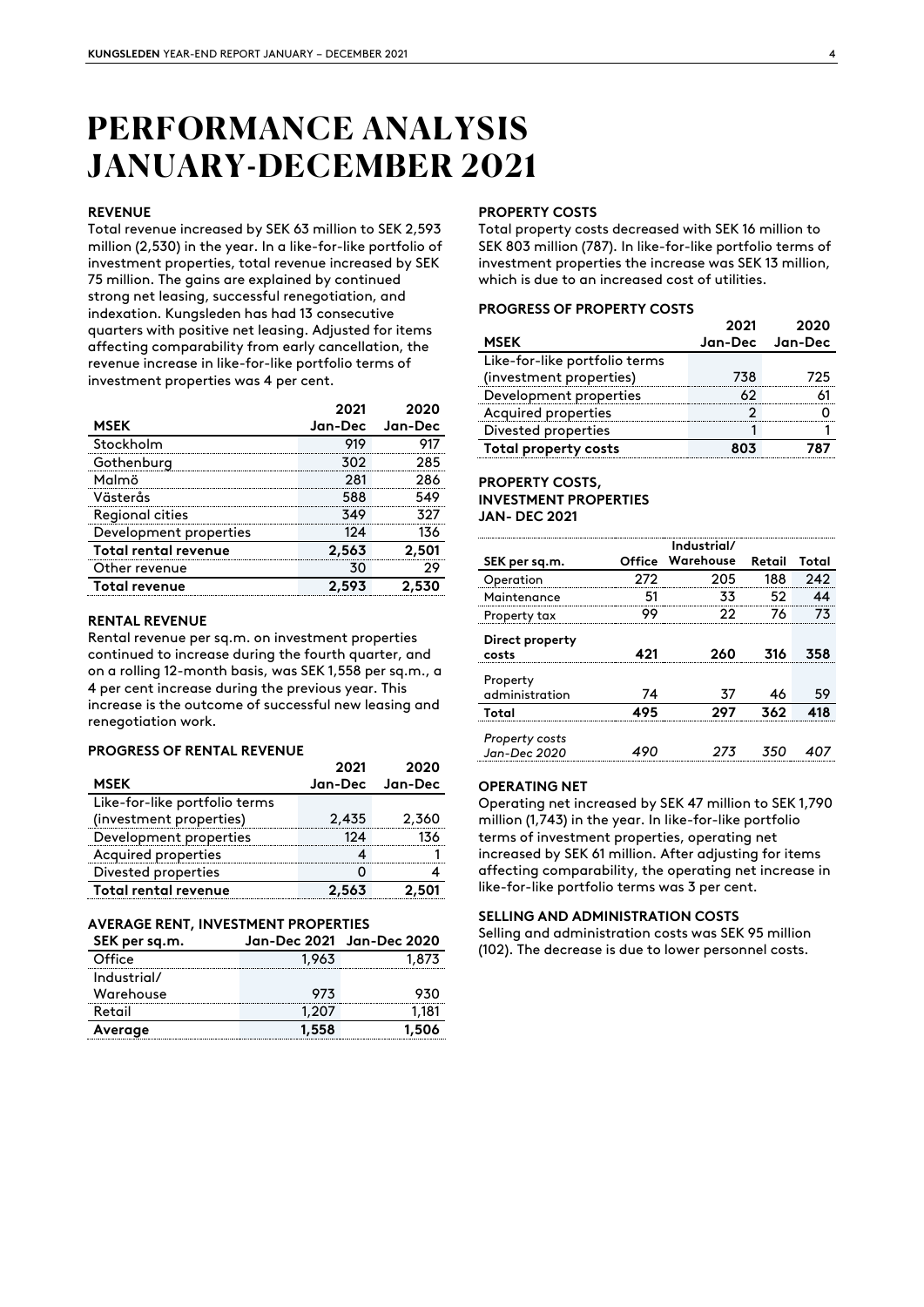# PERFORMANCE ANALYSIS JANUARY-DECEMBER 2021

### REVENUE

Total revenue increased by SEK 63 million to SEK 2,593 million (2,530) in the year. In a like-for-like portfolio of investment properties, total revenue increased by SEK 75 million. The gains are explained by continued strong net leasing, successful renegotiation, and indexation. Kungsleden has had 13 consecutive quarters with positive net leasing. Adjusted for items affecting comparability from early cancellation, the revenue increase in like-for-like portfolio terms of investment properties was 4 per cent.

| MSEK | 2021 Jan-Dec | 2020 Jan-Dec |
|---|---|---|
| Stockholm | 919 | 917 |
| Gothenburg | 302 | 285 |
| Malmö | 281 | 286 |
| Västerås | 588 | 549 |
| Regional cities | 349 | 327 |
| Development properties | 124 | 136 |
| **Total rental revenue** | **2,563** | **2,501** |
| Other revenue | 30 | 29 |
| **Total revenue** | **2,593** | **2,530** |

### RENTAL REVENUE

Rental revenue per sq.m. on investment properties continued to increase during the fourth quarter, and on a rolling 12-month basis, was SEK 1,558 per sq.m., a 4 per cent increase during the previous year. This increase is the outcome of successful new leasing and renegotiation work.

### PROGRESS OF RENTAL REVENUE

| MSEK | 2021 Jan-Dec | 2020 Jan-Dec |
|---|---|---|
| Like-for-like portfolio terms (investment properties) | 2,435 | 2,360 |
| Development properties | 124 | 136 |
| Acquired properties | 4 | 1 |
| Divested properties | 0 | 4 |
| **Total rental revenue** | **2,563** | **2,501** |

### AVERAGE RENT, INVESTMENT PROPERTIES

| SEK per sq.m. | Jan-Dec 2021 | Jan-Dec 2020 |
|---|---|---|
| Office | 1,963 | 1,873 |
| Industrial/ Warehouse | 973 | 930 |
| Retail | 1,207 | 1,181 |
| **Average** | **1,558** | **1,506** |

### PROPERTY COSTS

Total property costs decreased with SEK 16 million to SEK 803 million (787). In like-for-like portfolio terms of investment properties the increase was SEK 13 million, which is due to an increased cost of utilities.

### PROGRESS OF PROPERTY COSTS

| MSEK | 2021 Jan-Dec | 2020 Jan-Dec |
|---|---|---|
| Like-for-like portfolio terms (investment properties) | 738 | 725 |
| Development properties | 62 | 61 |
| Acquired properties | 2 | 0 |
| Divested properties | 1 | 1 |
| **Total property costs** | **803** | **787** |

### PROPERTY COSTS, INVESTMENT PROPERTIES JAN- DEC 2021

| SEK per sq.m. | Office | Industrial/ Warehouse | Retail | Total |
|---|---|---|---|---|
| Operation | 272 | 205 | 188 | 242 |
| Maintenance | 51 | 33 | 52 | 44 |
| Property tax | 99 | 22 | 76 | 73 |
| **Direct property costs** | **421** | **260** | **316** | **358** |
| Property administration | 74 | 37 | 46 | 59 |
| **Total** | **495** | **297** | **362** | **418** |
| *Property costs Jan-Dec 2020* | *490* | *273* | *350* | *407* |

### OPERATING NET

Operating net increased by SEK 47 million to SEK 1,790 million (1,743) in the year. In like-for-like portfolio terms of investment properties, operating net increased by SEK 61 million. After adjusting for items affecting comparability, the operating net increase in like-for-like portfolio terms was 3 per cent.

### SELLING AND ADMINISTRATION COSTS

Selling and administration costs was SEK 95 million (102). The decrease is due to lower personnel costs.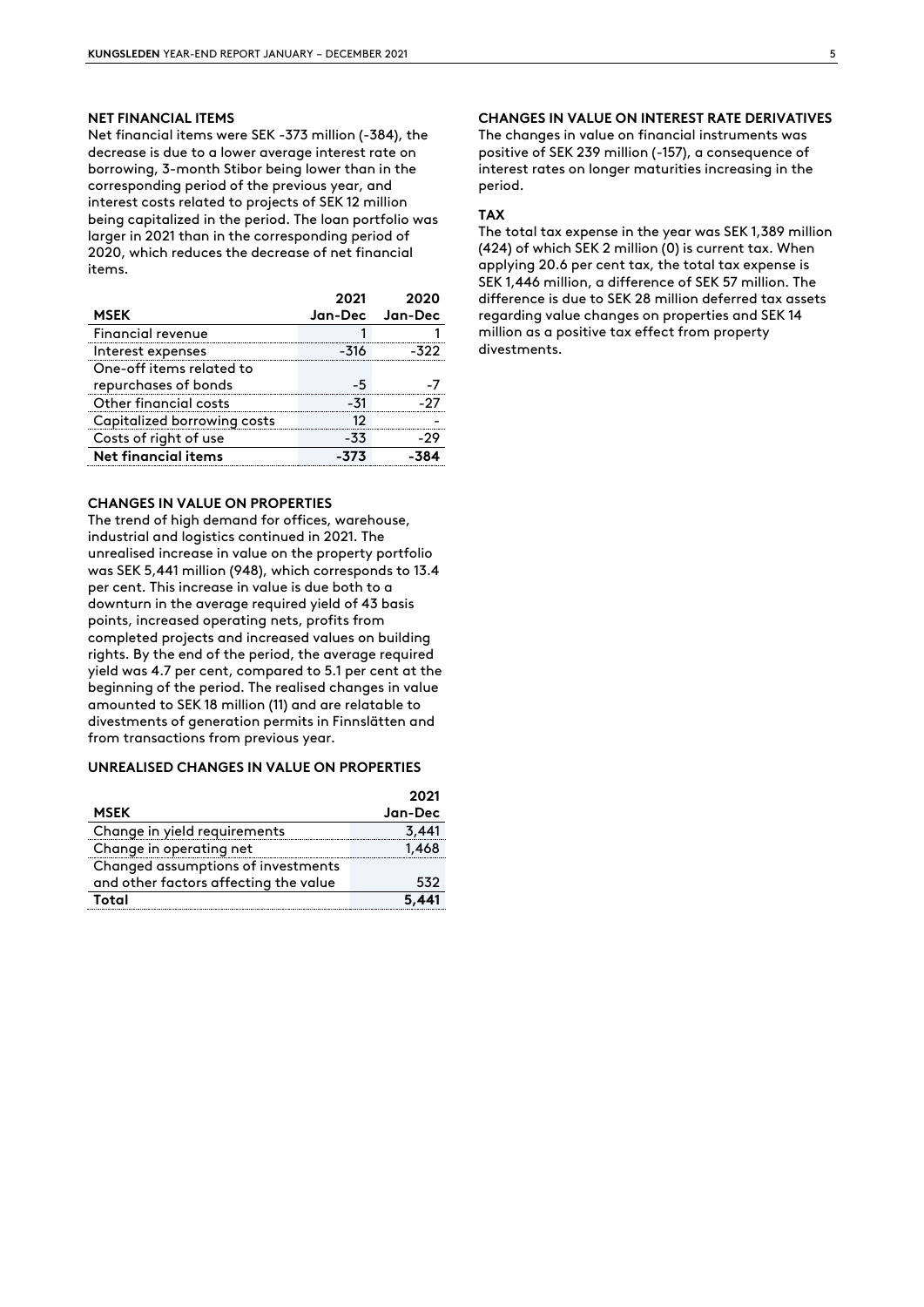### NET FINANCIAL ITEMS

Net financial items were SEK -373 million (-384), the decrease is due to a lower average interest rate on borrowing, 3-month Stibor being lower than in the corresponding period of the previous year, and interest costs related to projects of SEK 12 million being capitalized in the period. The loan portfolio was larger in 2021 than in the corresponding period of 2020, which reduces the decrease of net financial items.

| MSEK | 2021 Jan-Dec | 2020 Jan-Dec |
|---|---|---|
| Financial revenue | 1 | 1 |
| Interest expenses | -316 | -322 |
| One-off items related to repurchases of bonds | -5 | -7 |
| Other financial costs | -31 | -27 |
| Capitalized borrowing costs | 12 | - |
| Costs of right of use | -33 | -29 |
| **Net financial items** | **-373** | **-384** |

### CHANGES IN VALUE ON PROPERTIES

The trend of high demand for offices, warehouse, industrial and logistics continued in 2021. The unrealised increase in value on the property portfolio was SEK 5,441 million (948), which corresponds to 13.4 per cent. This increase in value is due both to a downturn in the average required yield of 43 basis points, increased operating nets, profits from completed projects and increased values on building rights. By the end of the period, the average required yield was 4.7 per cent, compared to 5.1 per cent at the beginning of the period. The realised changes in value amounted to SEK 18 million (11) and are relatable to divestments of generation permits in Finnslätten and from transactions from previous year.

### UNREALISED CHANGES IN VALUE ON PROPERTIES

| MSEK | 2021 Jan-Dec |
|---|---|
| Change in yield requirements | 3,441 |
| Change in operating net | 1,468 |
| Changed assumptions of investments and other factors affecting the value | 532 |
| **Total** | **5,441** |

### CHANGES IN VALUE ON INTEREST RATE DERIVATIVES

The changes in value on financial instruments was positive of SEK 239 million (-157), a consequence of interest rates on longer maturities increasing in the period.

### TAX

The total tax expense in the year was SEK 1,389 million (424) of which SEK 2 million (0) is current tax. When applying 20.6 per cent tax, the total tax expense is SEK 1,446 million, a difference of SEK 57 million. The difference is due to SEK 28 million deferred tax assets regarding value changes on properties and SEK 14 million as a positive tax effect from property divestments.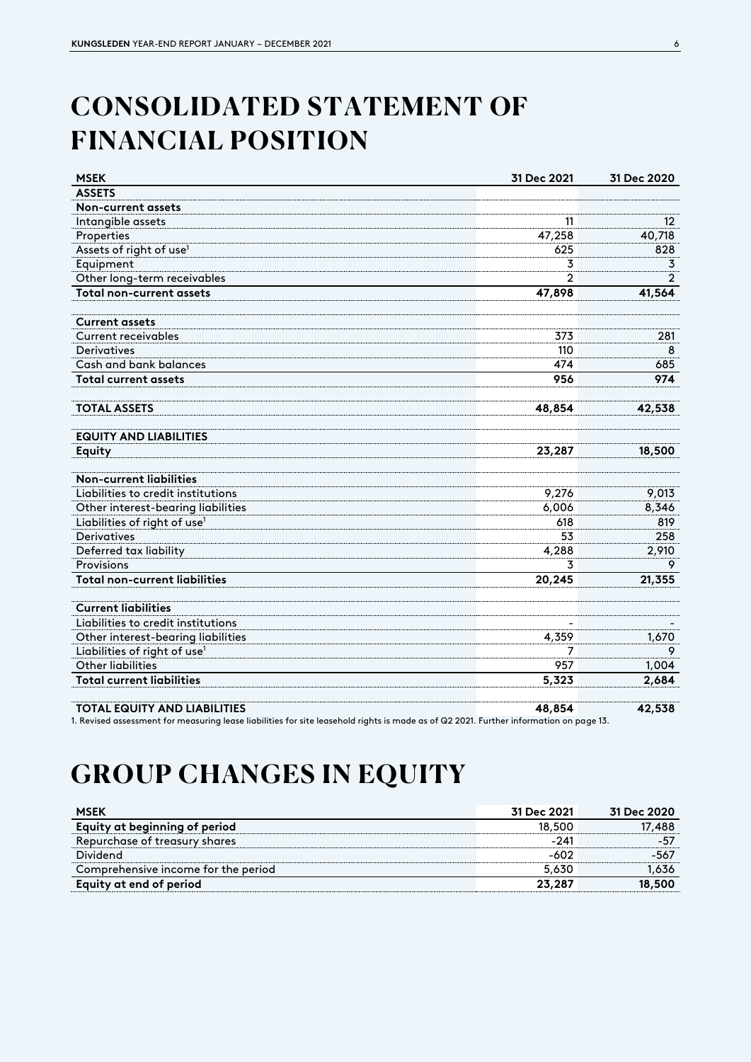# CONSOLIDATED STATEMENT OF FINANCIAL POSITION

| MSEK | 31 Dec 2021 | 31 Dec 2020 |
|---|---|---|
| **ASSETS** | | |
| **Non-current assets** | | |
| Intangible assets | 11 | 12 |
| Properties | 47,258 | 40,718 |
| Assets of right of use[1] | 625 | 828 |
| Equipment | 3 | 3 |
| Other long-term receivables | 2 | 2 |
| **Total non-current assets** | **47,898** | **41,564** |
| | | |
| **Current assets** | | |
| Current receivables | 373 | 281 |
| Derivatives | 110 | 8 |
| Cash and bank balances | 474 | 685 |
| **Total current assets** | **956** | **974** |
| | | |
| **TOTAL ASSETS** | **48,854** | **42,538** |
| | | |
| **EQUITY AND LIABILITIES** | | |
| **Equity** | **23,287** | **18,500** |
| | | |
| **Non-current liabilities** | | |
| Liabilities to credit institutions | 9,276 | 9,013 |
| Other interest-bearing liabilities | 6,006 | 8,346 |
| Liabilities of right of use[1] | 618 | 819 |
| Derivatives | 53 | 258 |
| Deferred tax liability | 4,288 | 2,910 |
| Provisions | 3 | 9 |
| **Total non-current liabilities** | **20,245** | **21,355** |
| | | |
| **Current liabilities** | | |
| Liabilities to credit institutions | - | - |
| Other interest-bearing liabilities | 4,359 | 1,670 |
| Liabilities of right of use[1] | 7 | 9 |
| Other liabilities | 957 | 1,004 |
| **Total current liabilities** | **5,323** | **2,684** |
| | | |
| **TOTAL EQUITY AND LIABILITIES** | **48,854** | **42,538** |

1. Revised assessment for measuring lease liabilities for site leasehold rights is made as of Q2 2021. Further information on page 13.

# GROUP CHANGES IN EQUITY

| MSEK | 31 Dec 2021 | 31 Dec 2020 |
|---|---|---|
| **Equity at beginning of period** | 18,500 | 17,488 |
| Repurchase of treasury shares | -241 | -57 |
| Dividend | -602 | -567 |
| Comprehensive income for the period | 5,630 | 1,636 |
| **Equity at end of period** | **23,287** | **18,500** |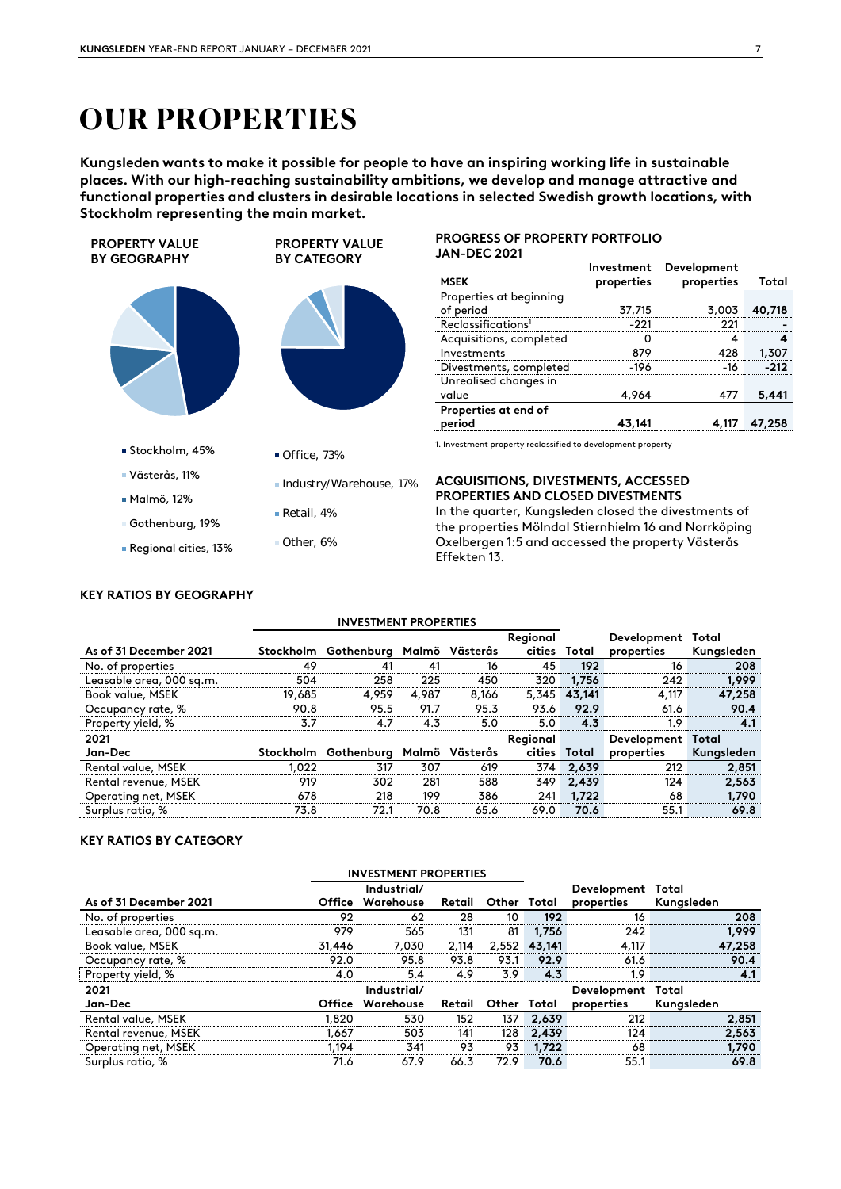# OUR PROPERTIES

**Kungsleden wants to make it possible for people to have an inspiring working life in sustainable places. With our high-reaching sustainability ambitions, we develop and manage attractive and functional properties and clusters in desirable locations in selected Swedish growth locations, with Stockholm representing the main market.**

**PROPERTY VALUE BY GEOGRAPHY**

- Stockholm, 45%
- Västerås, 11%
- Malmö, 12%
- Gothenburg, 19%
- Regional cities, 13%

**PROPERTY VALUE BY CATEGORY**

- Office, 73%
- Industry/Warehouse, 17%
- Retail, 4%
- Other, 6%

**PROGRESS OF PROPERTY PORTFOLIO JAN-DEC 2021**

| MSEK | Investment properties | Development properties | Total |
|---|---|---|---|
| Properties at beginning of period | 37,715 | 3,003 | **40,718** |
| Reclassifications[1] | -221 | 221 | **-** |
| Acquisitions, completed | 0 | 4 | **4** |
| Investments | 879 | 428 | **1,307** |
| Divestments, completed | -196 | -16 | **-212** |
| Unrealised changes in value | 4,964 | 477 | **5,441** |
| **Properties at end of period** | **43,141** | **4,117** | **47,258** |

1. Investment property reclassified to development property

**ACQUISITIONS, DIVESTMENTS, ACCESSED PROPERTIES AND CLOSED DIVESTMENTS**

In the quarter, Kungsleden closed the divestments of the properties Mölndal Stierhielm 16 and Norrköping Oxelbergen 1:5 and accessed the property Västerås Effekten 13.

**KEY RATIOS BY GEOGRAPHY**

| | INVESTMENT PROPERTIES | | | | | | | |
|---|---|---|---|---|---|---|---|---|
| As of 31 December 2021 | Stockholm | Gothenburg | Malmö | Västerås | Regional cities | Total | Development properties | Total Kungsleden |
| No. of properties | 49 | 41 | 41 | 16 | 45 | **192** | 16 | **208** |
| Leasable area, 000 sq.m. | 504 | 258 | 225 | 450 | 320 | **1,756** | 242 | **1,999** |
| Book value, MSEK | 19,685 | 4,959 | 4,987 | 8,166 | 5,345 | **43,141** | 4,117 | **47,258** |
| Occupancy rate, % | 90.8 | 95.5 | 91.7 | 95.3 | 93.6 | **92.9** | 61.6 | **90.4** |
| Property yield, % | 3.7 | 4.7 | 4.3 | 5.0 | 5.0 | **4.3** | 1.9 | **4.1** |
| **2021 Jan-Dec** | **Stockholm** | **Gothenburg** | **Malmö** | **Västerås** | **Regional cities** | **Total** | **Development properties** | **Total Kungsleden** |
| Rental value, MSEK | 1,022 | 317 | 307 | 619 | 374 | **2,639** | 212 | **2,851** |
| Rental revenue, MSEK | 919 | 302 | 281 | 588 | 349 | **2,439** | 124 | **2,563** |
| Operating net, MSEK | 678 | 218 | 199 | 386 | 241 | **1,722** | 68 | **1,790** |
| Surplus ratio, % | 73.8 | 72.1 | 70.8 | 65.6 | 69.0 | **70.6** | 55.1 | **69.8** |

**KEY RATIOS BY CATEGORY**

| | INVESTMENT PROPERTIES | | | | | | |
|---|---|---|---|---|---|---|---|
| As of 31 December 2021 | Office | Industrial/ Warehouse | Retail | Other | Total | Development properties | Total Kungsleden |
| No. of properties | 92 | 62 | 28 | 10 | **192** | 16 | **208** |
| Leasable area, 000 sq.m. | 979 | 565 | 131 | 81 | **1,756** | 242 | **1,999** |
| Book value, MSEK | 31,446 | 7,030 | 2,114 | 2,552 | **43,141** | 4,117 | **47,258** |
| Occupancy rate, % | 92.0 | 95.8 | 93.8 | 93.1 | **92.9** | 61.6 | **90.4** |
| Property yield, % | 4.0 | 5.4 | 4.9 | 3.9 | **4.3** | 1.9 | **4.1** |
| **2021 Jan-Dec** | **Office** | **Industrial/ Warehouse** | **Retail** | **Other** | **Total** | **Development properties** | **Total Kungsleden** |
| Rental value, MSEK | 1,820 | 530 | 152 | 137 | **2,639** | 212 | **2,851** |
| Rental revenue, MSEK | 1,667 | 503 | 141 | 128 | **2,439** | 124 | **2,563** |
| Operating net, MSEK | 1,194 | 341 | 93 | 93 | **1,722** | 68 | **1,790** |
| Surplus ratio, % | 71.6 | 67.9 | 66.3 | 72.9 | **70.6** | 55.1 | **69.8** |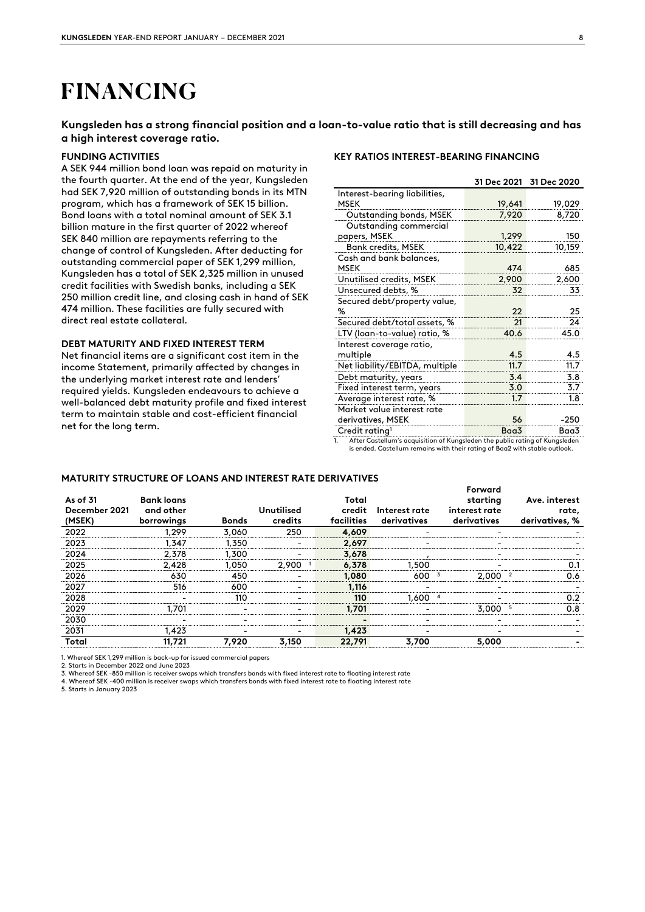# FINANCING

**Kungsleden has a strong financial position and a loan-to-value ratio that is still decreasing and has a high interest coverage ratio.**

### FUNDING ACTIVITIES

A SEK 944 million bond loan was repaid on maturity in the fourth quarter. At the end of the year, Kungsleden had SEK 7,920 million of outstanding bonds in its MTN program, which has a framework of SEK 15 billion. Bond loans with a total nominal amount of SEK 3.1 billion mature in the first quarter of 2022 whereof SEK 840 million are repayments referring to the change of control of Kungsleden. After deducting for outstanding commercial paper of SEK 1,299 million, Kungsleden has a total of SEK 2,325 million in unused credit facilities with Swedish banks, including a SEK 250 million credit line, and closing cash in hand of SEK 474 million. These facilities are fully secured with direct real estate collateral.

### DEBT MATURITY AND FIXED INTEREST TERM

Net financial items are a significant cost item in the income Statement, primarily affected by changes in the underlying market interest rate and lenders' required yields. Kungsleden endeavours to achieve a well-balanced debt maturity profile and fixed interest term to maintain stable and cost-efficient financial net for the long term.

### KEY RATIOS INTEREST-BEARING FINANCING

| | 31 Dec 2021 | 31 Dec 2020 |
|---|---|---|
| Interest-bearing liabilities, MSEK | 19,641 | 19,029 |
| Outstanding bonds, MSEK | 7,920 | 8,720 |
| Outstanding commercial papers, MSEK | 1,299 | 150 |
| Bank credits, MSEK | 10,422 | 10,159 |
| Cash and bank balances, MSEK | 474 | 685 |
| Unutilised credits, MSEK | 2,900 | 2,600 |
| Unsecured debts, % | 32 | 33 |
| Secured debt/property value, % | 22 | 25 |
| Secured debt/total assets, % | 21 | 24 |
| LTV (loan-to-value) ratio, % | 40.6 | 45.0 |
| Interest coverage ratio, multiple | 4.5 | 4.5 |
| Net liability/EBITDA, multiple | 11.7 | 11.7 |
| Debt maturity, years | 3.4 | 3.8 |
| Fixed interest term, years | 3.0 | 3.7 |
| Average interest rate, % | 1.7 | 1.8 |
| Market value interest rate derivatives, MSEK | 56 | -250 |
| Credit rating[1] | Baa3 | Baa3 |

1. After Castellum's acquisition of Kungsleden the public rating of Kungsleden is ended. Castellum remains with their rating of Baa2 with stable outlook.

### MATURITY STRUCTURE OF LOANS AND INTEREST RATE DERIVATIVES

| As of 31 December 2021 (MSEK) | Bank loans and other borrowings | Bonds | Unutilised credits | Total credit facilities | Interest rate derivatives | Forward starting interest rate derivatives | Ave. interest rate, derivatives, % |
|---|---|---|---|---|---|---|---|
| 2022 | 1,299 | 3,060 | 250 | 4,609 | - | - | - |
| 2023 | 1,347 | 1,350 | - | 2,697 | - | - | - |
| 2024 | 2,378 | 1,300 | - | 3,678 | , | - | - |
| 2025 | 2,428 | 1,050 | 2,900 [1] | 6,378 | 1,500 | - | 0.1 |
| 2026 | 630 | 450 | - | 1,080 | 600 [3] | 2,000 [2] | 0.6 |
| 2027 | 516 | 600 | - | 1,116 | - | - | - |
| 2028 | - | 110 | - | 110 | 1,600 [4] | - | 0.2 |
| 2029 | 1,701 | - | - | 1,701 | - | 3,000 [5] | 0.8 |
| 2030 | - | - | - | - | - | - | - |
| 2031 | 1,423 | - | - | 1,423 | - | - | - |
| **Total** | **11,721** | **7,920** | **3,150** | **22,791** | **3,700** | **5,000** | **-** |

1. Whereof SEK 1,299 million is back-up for issued commercial papers
2. Starts in December 2022 and June 2023
3. Whereof SEK -850 million is receiver swaps which transfers bonds with fixed interest rate to floating interest rate
4. Whereof SEK -400 million is receiver swaps which transfers bonds with fixed interest rate to floating interest rate
5. Starts in January 2023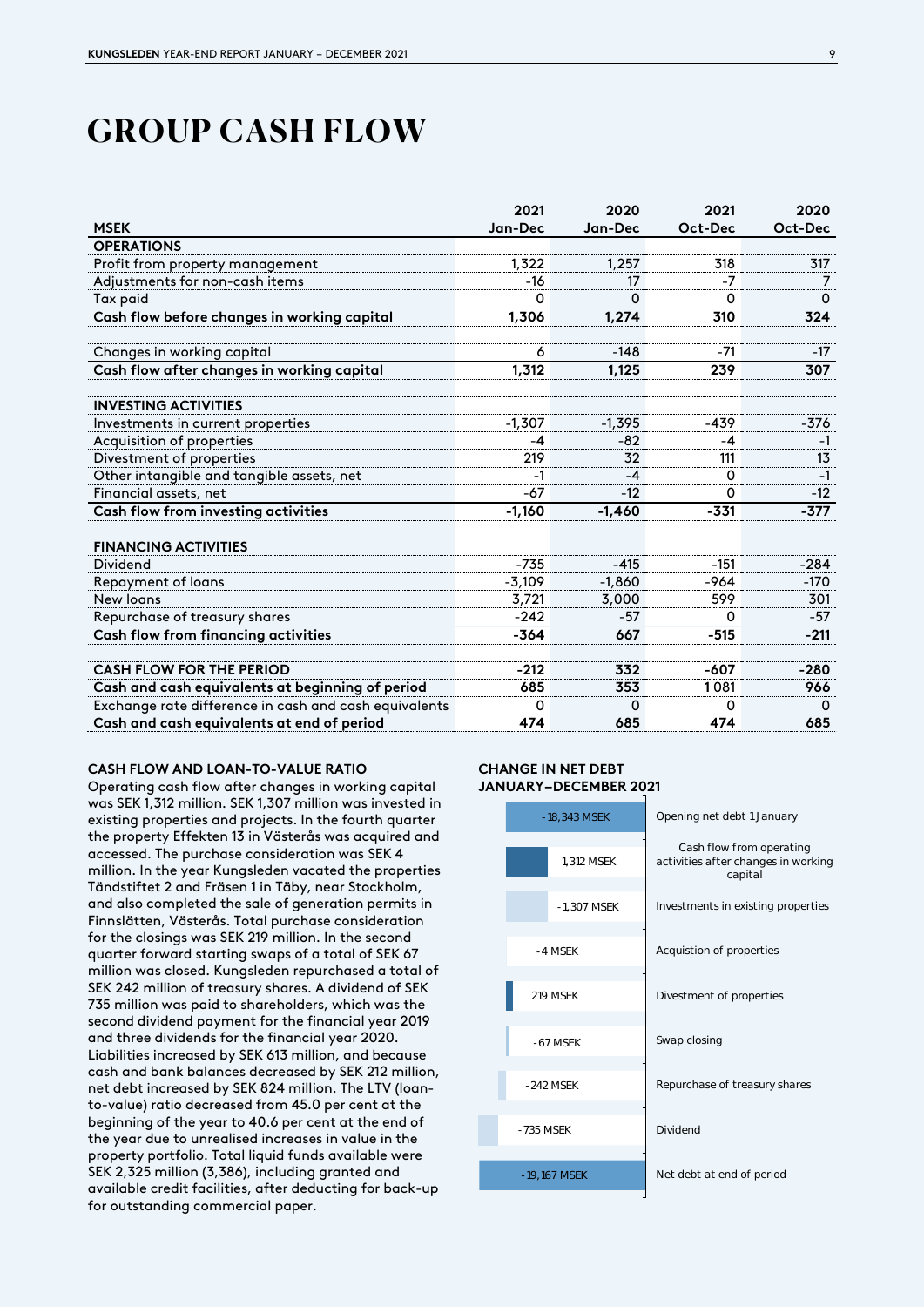# GROUP CASH FLOW

| MSEK | 2021 Jan-Dec | 2020 Jan-Dec | 2021 Oct-Dec | 2020 Oct-Dec |
|---|---|---|---|---|
| **OPERATIONS** | | | | |
| Profit from property management | 1,322 | 1,257 | 318 | 317 |
| Adjustments for non-cash items | -16 | 17 | -7 | 7 |
| Tax paid | 0 | 0 | 0 | 0 |
| **Cash flow before changes in working capital** | **1,306** | **1,274** | **310** | **324** |
| | | | | |
| Changes in working capital | 6 | -148 | -71 | -17 |
| **Cash flow after changes in working capital** | **1,312** | **1,125** | **239** | **307** |
| | | | | |
| **INVESTING ACTIVITIES** | | | | |
| Investments in current properties | -1,307 | -1,395 | -439 | -376 |
| Acquisition of properties | -4 | -82 | -4 | -1 |
| Divestment of properties | 219 | 32 | 111 | 13 |
| Other intangible and tangible assets, net | -1 | -4 | 0 | -1 |
| Financial assets, net | -67 | -12 | 0 | -12 |
| **Cash flow from investing activities** | **-1,160** | **-1,460** | **-331** | **-377** |
| | | | | |
| **FINANCING ACTIVITIES** | | | | |
| Dividend | -735 | -415 | -151 | -284 |
| Repayment of loans | -3,109 | -1,860 | -964 | -170 |
| New loans | 3,721 | 3,000 | 599 | 301 |
| Repurchase of treasury shares | -242 | -57 | 0 | -57 |
| **Cash flow from financing activities** | **-364** | **667** | **-515** | **-211** |
| | | | | |
| **CASH FLOW FOR THE PERIOD** | **-212** | **332** | **-607** | **-280** |
| **Cash and cash equivalents at beginning of period** | **685** | **353** | **1 081** | **966** |
| Exchange rate difference in cash and cash equivalents | 0 | 0 | 0 | 0 |
| **Cash and cash equivalents at end of period** | **474** | **685** | **474** | **685** |

### CASH FLOW AND LOAN-TO-VALUE RATIO

Operating cash flow after changes in working capital was SEK 1,312 million. SEK 1,307 million was invested in existing properties and projects. In the fourth quarter the property Effekten 13 in Västerås was acquired and accessed. The purchase consideration was SEK 4 million. In the year Kungsleden vacated the properties Tändstiftet 2 and Fräsen 1 in Täby, near Stockholm, and also completed the sale of generation permits in Finnslätten, Västerås. Total purchase consideration for the closings was SEK 219 million. In the second quarter forward starting swaps of a total of SEK 67 million was closed. Kungsleden repurchased a total of SEK 242 million of treasury shares. A dividend of SEK 735 million was paid to shareholders, which was the second dividend payment for the financial year 2019 and three dividends for the financial year 2020. Liabilities increased by SEK 613 million, and because cash and bank balances decreased by SEK 212 million, net debt increased by SEK 824 million. The LTV (loan-to-value) ratio decreased from 45.0 per cent at the beginning of the year to 40.6 per cent at the end of the year due to unrealised increases in value in the property portfolio. Total liquid funds available were SEK 2,325 million (3,386), including granted and available credit facilities, after deducting for back-up for outstanding commercial paper.

### CHANGE IN NET DEBT JANUARY–DECEMBER 2021

| MSEK | |
|---|---|
| -18,343 MSEK | Opening net debt 1 January |
| 1,312 MSEK | Cash flow from operating activities after changes in working capital |
| -1,307 MSEK | Investments in existing properties |
| -4 MSEK | Acquistion of properties |
| 219 MSEK | Divestment of properties |
| -67 MSEK | Swap closing |
| -242 MSEK | Repurchase of treasury shares |
| -735 MSEK | Dividend |
| -19,167 MSEK | Net debt at end of period |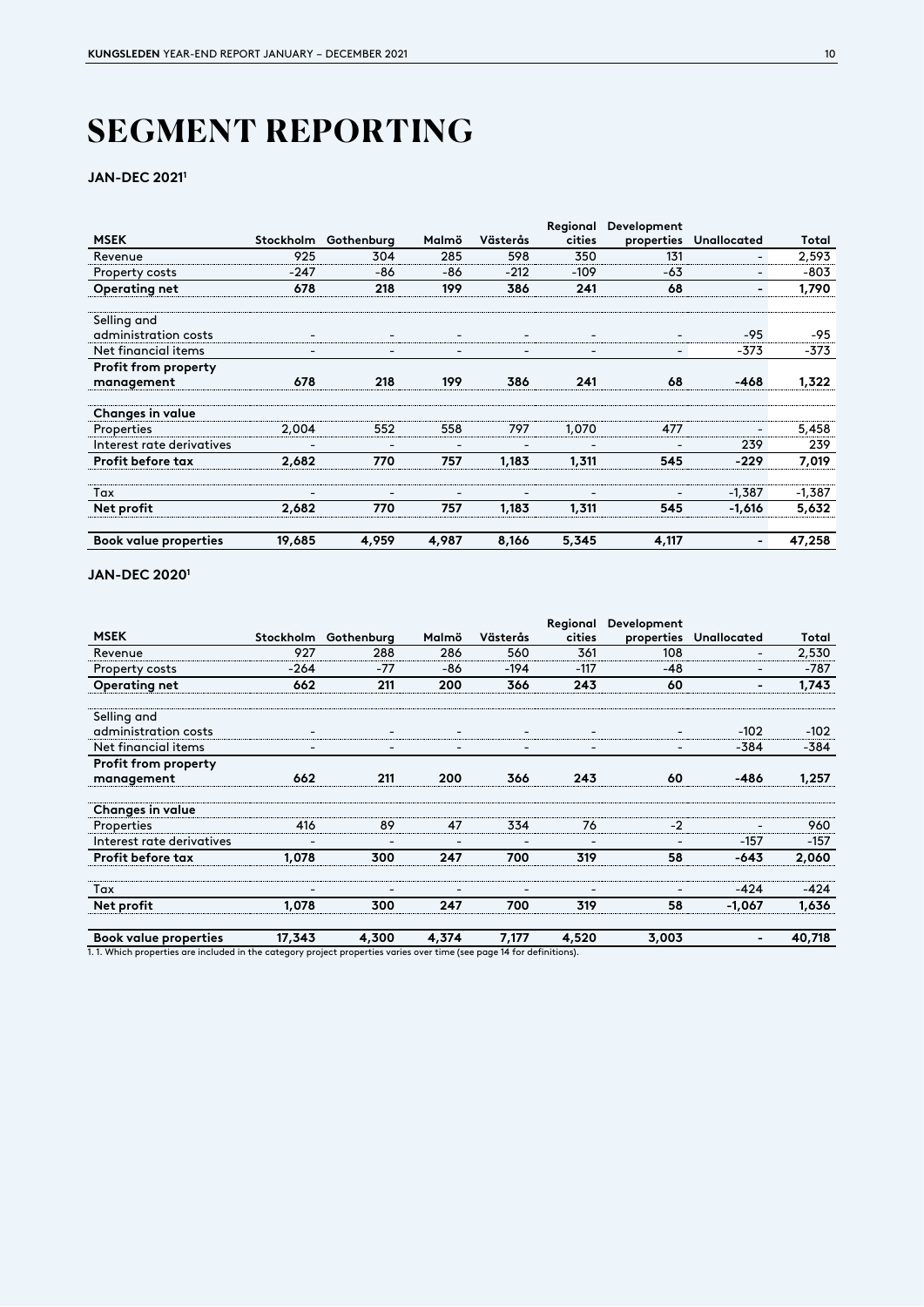# SEGMENT REPORTING

**JAN-DEC 2021[1]**

| MSEK | Stockholm | Gothenburg | Malmö | Västerås | Regional cities | Development properties | Unallocated | Total |
|---|---|---|---|---|---|---|---|---|
| Revenue | 925 | 304 | 285 | 598 | 350 | 131 | - | 2,593 |
| Property costs | -247 | -86 | -86 | -212 | -109 | -63 | - | -803 |
| **Operating net** | **678** | **218** | **199** | **386** | **241** | **68** | **-** | **1,790** |
| | | | | | | | | |
| Selling and administration costs | - | - | - | - | - | - | -95 | -95 |
| Net financial items | - | - | - | - | - | - | -373 | -373 |
| **Profit from property management** | **678** | **218** | **199** | **386** | **241** | **68** | **-468** | **1,322** |
| | | | | | | | | |
| **Changes in value** | | | | | | | | |
| Properties | 2,004 | 552 | 558 | 797 | 1,070 | 477 | - | 5,458 |
| Interest rate derivatives | - | - | - | - | - | - | 239 | 239 |
| **Profit before tax** | **2,682** | **770** | **757** | **1,183** | **1,311** | **545** | **-229** | **7,019** |
| | | | | | | | | |
| Tax | - | - | - | - | - | - | -1,387 | -1,387 |
| **Net profit** | **2,682** | **770** | **757** | **1,183** | **1,311** | **545** | **-1,616** | **5,632** |
| | | | | | | | | |
| **Book value properties** | **19,685** | **4,959** | **4,987** | **8,166** | **5,345** | **4,117** | **-** | **47,258** |

**JAN-DEC 2020[1]**

| MSEK | Stockholm | Gothenburg | Malmö | Västerås | Regional cities | Development properties | Unallocated | Total |
|---|---|---|---|---|---|---|---|---|
| Revenue | 927 | 288 | 286 | 560 | 361 | 108 | - | 2,530 |
| Property costs | -264 | -77 | -86 | -194 | -117 | -48 | - | -787 |
| **Operating net** | **662** | **211** | **200** | **366** | **243** | **60** | **-** | **1,743** |
| | | | | | | | | |
| Selling and administration costs | - | - | - | - | - | - | -102 | -102 |
| Net financial items | - | - | - | - | - | - | -384 | -384 |
| **Profit from property management** | **662** | **211** | **200** | **366** | **243** | **60** | **-486** | **1,257** |
| | | | | | | | | |
| **Changes in value** | | | | | | | | |
| Properties | 416 | 89 | 47 | 334 | 76 | -2 | - | 960 |
| Interest rate derivatives | - | - | - | - | - | - | -157 | -157 |
| **Profit before tax** | **1,078** | **300** | **247** | **700** | **319** | **58** | **-643** | **2,060** |
| | | | | | | | | |
| Tax | - | - | - | - | - | - | -424 | -424 |
| **Net profit** | **1,078** | **300** | **247** | **700** | **319** | **58** | **-1,067** | **1,636** |
| | | | | | | | | |
| **Book value properties** | **17,343** | **4,300** | **4,374** | **7,177** | **4,520** | **3,003** | **-** | **40,718** |

1. 1. Which properties are included in the category project properties varies over time (see page 14 for definitions).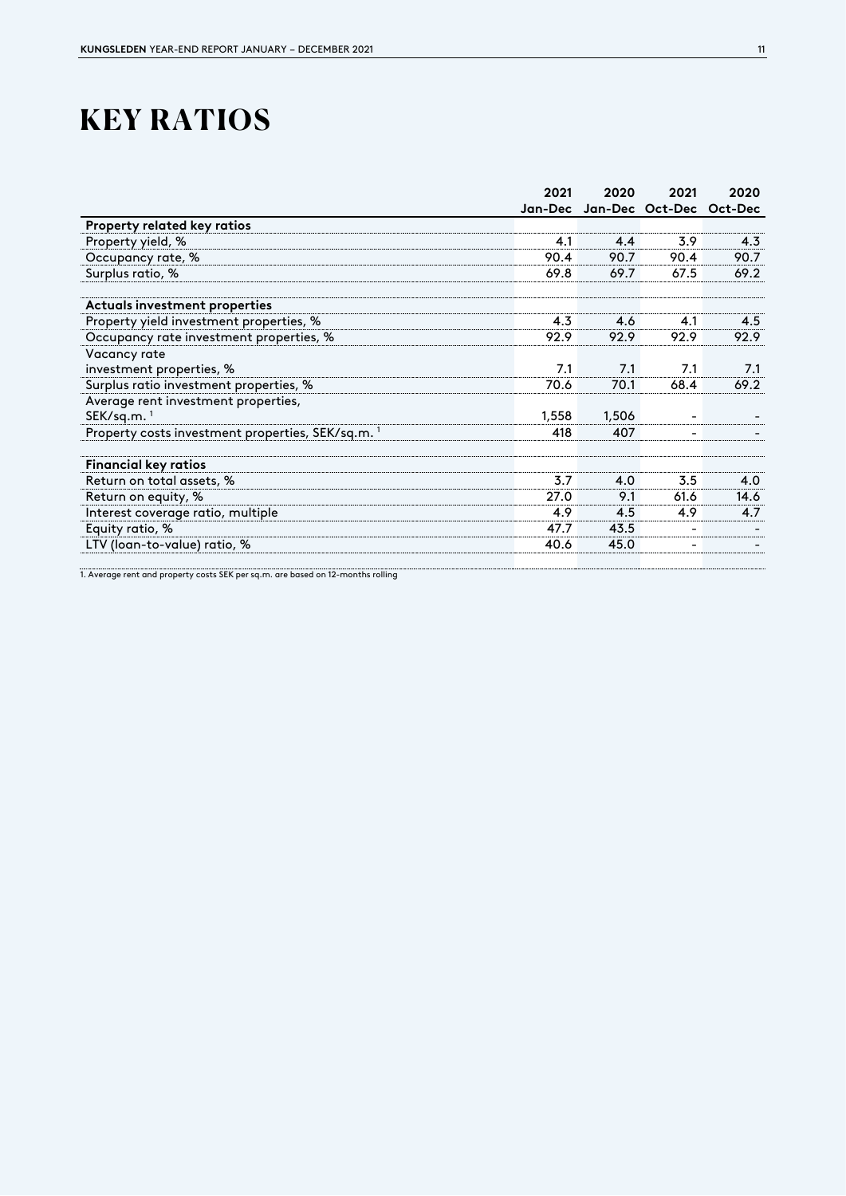# KEY RATIOS

| | 2021 Jan-Dec | 2020 Jan-Dec | 2021 Oct-Dec | 2020 Oct-Dec |
|---|---|---|---|---|
| **Property related key ratios** | | | | |
| Property yield, % | 4.1 | 4.4 | 3.9 | 4.3 |
| Occupancy rate, % | 90.4 | 90.7 | 90.4 | 90.7 |
| Surplus ratio, % | 69.8 | 69.7 | 67.5 | 69.2 |
| | | | | |
| **Actuals investment properties** | | | | |
| Property yield investment properties, % | 4.3 | 4.6 | 4.1 | 4.5 |
| Occupancy rate investment properties, % | 92.9 | 92.9 | 92.9 | 92.9 |
| Vacancy rate investment properties, % | 7.1 | 7.1 | 7.1 | 7.1 |
| Surplus ratio investment properties, % | 70.6 | 70.1 | 68.4 | 69.2 |
| Average rent investment properties, SEK/sq.m. [1] | 1,558 | 1,506 | - | - |
| Property costs investment properties, SEK/sq.m. [1] | 418 | 407 | - | - |
| | | | | |
| **Financial key ratios** | | | | |
| Return on total assets, % | 3.7 | 4.0 | 3.5 | 4.0 |
| Return on equity, % | 27.0 | 9.1 | 61.6 | 14.6 |
| Interest coverage ratio, multiple | 4.9 | 4.5 | 4.9 | 4.7 |
| Equity ratio, % | 47.7 | 43.5 | - | - |
| LTV (loan-to-value) ratio, % | 40.6 | 45.0 | - | - |

1. Average rent and property costs SEK per sq.m. are based on 12-months rolling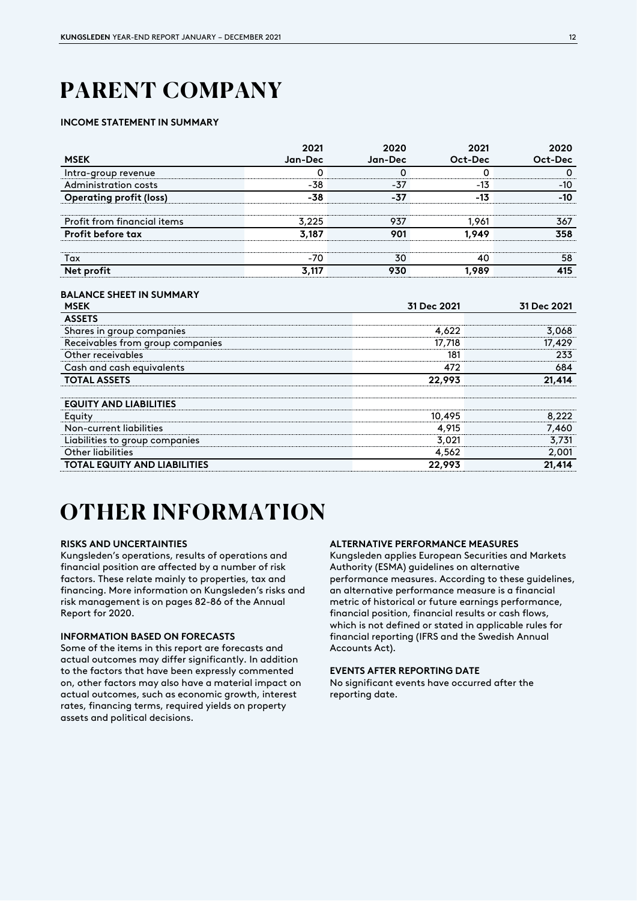# PARENT COMPANY

### INCOME STATEMENT IN SUMMARY

| MSEK | 2021 Jan-Dec | 2020 Jan-Dec | 2021 Oct-Dec | 2020 Oct-Dec |
|---|---|---|---|---|
| Intra-group revenue | 0 | 0 | 0 | 0 |
| Administration costs | -38 | -37 | -13 | -10 |
| **Operating profit (loss)** | **-38** | **-37** | **-13** | **-10** |
| | | | | |
| Profit from financial items | 3,225 | 937 | 1,961 | 367 |
| **Profit before tax** | **3,187** | **901** | **1,949** | **358** |
| | | | | |
| Tax | -70 | 30 | 40 | 58 |
| **Net profit** | **3,117** | **930** | **1,989** | **415** |

### BALANCE SHEET IN SUMMARY

| MSEK | 31 Dec 2021 | 31 Dec 2021 |
|---|---|---|
| **ASSETS** | | |
| Shares in group companies | 4,622 | 3,068 |
| Receivables from group companies | 17,718 | 17,429 |
| Other receivables | 181 | 233 |
| Cash and cash equivalents | 472 | 684 |
| **TOTAL ASSETS** | **22,993** | **21,414** |
| | | |
| **EQUITY AND LIABILITIES** | | |
| Equity | 10,495 | 8,222 |
| Non-current liabilities | 4,915 | 7,460 |
| Liabilities to group companies | 3,021 | 3,731 |
| Other liabilities | 4,562 | 2,001 |
| **TOTAL EQUITY AND LIABILITIES** | **22,993** | **21,414** |

# OTHER INFORMATION

### RISKS AND UNCERTAINTIES

Kungsleden's operations, results of operations and financial position are affected by a number of risk factors. These relate mainly to properties, tax and financing. More information on Kungsleden's risks and risk management is on pages 82-86 of the Annual Report for 2020.

### INFORMATION BASED ON FORECASTS

Some of the items in this report are forecasts and actual outcomes may differ significantly. In addition to the factors that have been expressly commented on, other factors may also have a material impact on actual outcomes, such as economic growth, interest rates, financing terms, required yields on property assets and political decisions.

### ALTERNATIVE PERFORMANCE MEASURES

Kungsleden applies European Securities and Markets Authority (ESMA) guidelines on alternative performance measures. According to these guidelines, an alternative performance measure is a financial metric of historical or future earnings performance, financial position, financial results or cash flows, which is not defined or stated in applicable rules for financial reporting (IFRS and the Swedish Annual Accounts Act).

### EVENTS AFTER REPORTING DATE

No significant events have occurred after the reporting date.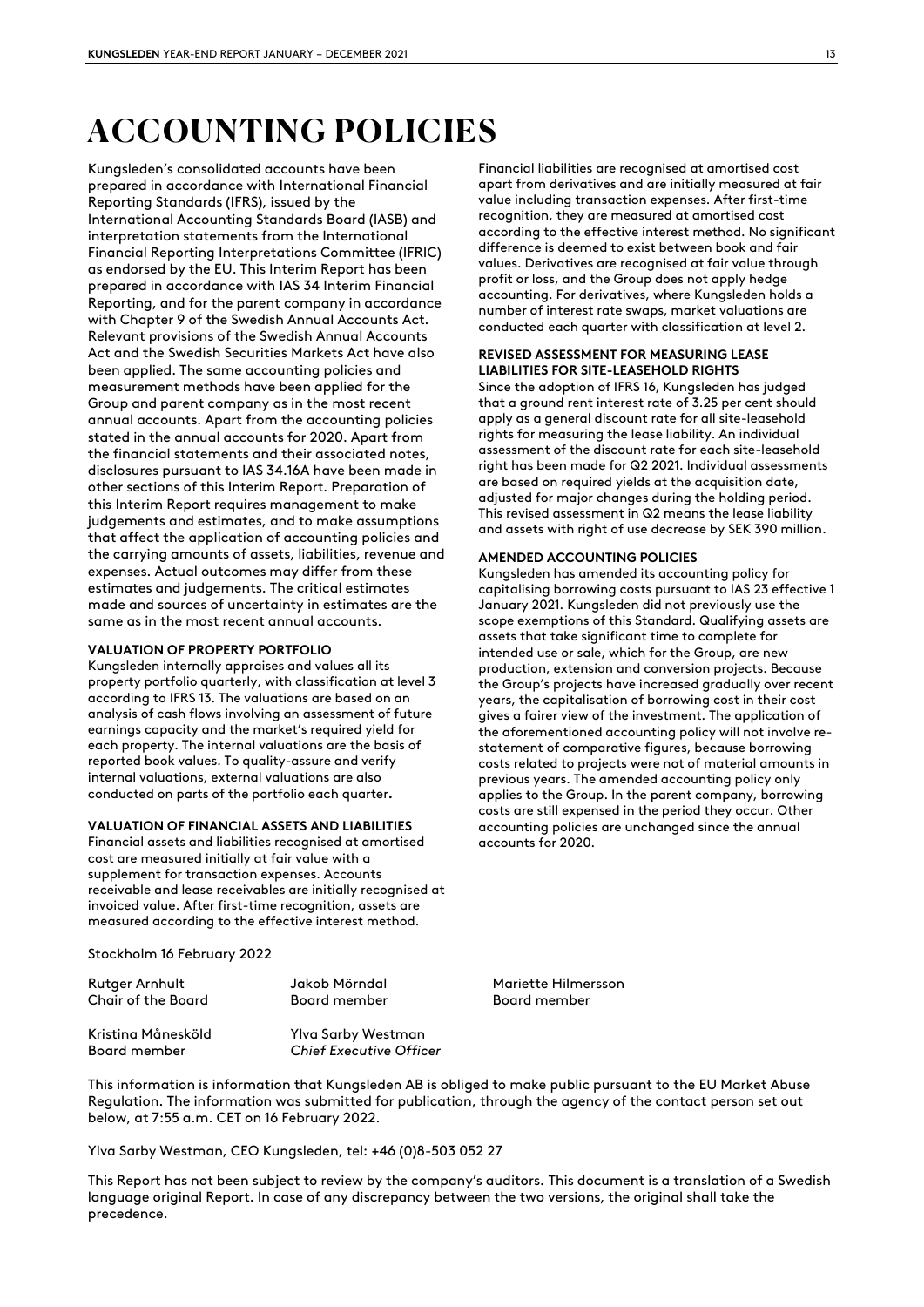# ACCOUNTING POLICIES

Kungsleden's consolidated accounts have been prepared in accordance with International Financial Reporting Standards (IFRS), issued by the International Accounting Standards Board (IASB) and interpretation statements from the International Financial Reporting Interpretations Committee (IFRIC) as endorsed by the EU. This Interim Report has been prepared in accordance with IAS 34 Interim Financial Reporting, and for the parent company in accordance with Chapter 9 of the Swedish Annual Accounts Act. Relevant provisions of the Swedish Annual Accounts Act and the Swedish Securities Markets Act have also been applied. The same accounting policies and measurement methods have been applied for the Group and parent company as in the most recent annual accounts. Apart from the accounting policies stated in the annual accounts for 2020. Apart from the financial statements and their associated notes, disclosures pursuant to IAS 34.16A have been made in other sections of this Interim Report. Preparation of this Interim Report requires management to make judgements and estimates, and to make assumptions that affect the application of accounting policies and the carrying amounts of assets, liabilities, revenue and expenses. Actual outcomes may differ from these estimates and judgements. The critical estimates made and sources of uncertainty in estimates are the same as in the most recent annual accounts.

**VALUATION OF PROPERTY PORTFOLIO**

Kungsleden internally appraises and values all its property portfolio quarterly, with classification at level 3 according to IFRS 13. The valuations are based on an analysis of cash flows involving an assessment of future earnings capacity and the market's required yield for each property. The internal valuations are the basis of reported book values. To quality-assure and verify internal valuations, external valuations are also conducted on parts of the portfolio each quarter**.**

**VALUATION OF FINANCIAL ASSETS AND LIABILITIES**

Financial assets and liabilities recognised at amortised cost are measured initially at fair value with a supplement for transaction expenses. Accounts receivable and lease receivables are initially recognised at invoiced value. After first-time recognition, assets are measured according to the effective interest method.

Financial liabilities are recognised at amortised cost apart from derivatives and are initially measured at fair value including transaction expenses. After first-time recognition, they are measured at amortised cost according to the effective interest method. No significant difference is deemed to exist between book and fair values. Derivatives are recognised at fair value through profit or loss, and the Group does not apply hedge accounting. For derivatives, where Kungsleden holds a number of interest rate swaps, market valuations are conducted each quarter with classification at level 2.

**REVISED ASSESSMENT FOR MEASURING LEASE LIABILITIES FOR SITE-LEASEHOLD RIGHTS**

Since the adoption of IFRS 16, Kungsleden has judged that a ground rent interest rate of 3.25 per cent should apply as a general discount rate for all site-leasehold rights for measuring the lease liability. An individual assessment of the discount rate for each site-leasehold right has been made for Q2 2021. Individual assessments are based on required yields at the acquisition date, adjusted for major changes during the holding period. This revised assessment in Q2 means the lease liability and assets with right of use decrease by SEK 390 million.

**AMENDED ACCOUNTING POLICIES**

Kungsleden has amended its accounting policy for capitalising borrowing costs pursuant to IAS 23 effective 1 January 2021. Kungsleden did not previously use the scope exemptions of this Standard. Qualifying assets are assets that take significant time to complete for intended use or sale, which for the Group, are new production, extension and conversion projects. Because the Group's projects have increased gradually over recent years, the capitalisation of borrowing cost in their cost gives a fairer view of the investment. The application of the aforementioned accounting policy will not involve re-statement of comparative figures, because borrowing costs related to projects were not of material amounts in previous years. The amended accounting policy only applies to the Group. In the parent company, borrowing costs are still expensed in the period they occur. Other accounting policies are unchanged since the annual accounts for 2020.

Stockholm 16 February 2022

| | | |
|---|---|---|
| Rutger Arnhult<br>Chair of the Board | Jakob Mörndal<br>Board member | Mariette Hilmersson<br>Board member |
| Kristina Månesköld<br>Board member | Ylva Sarby Westman<br>*Chief Executive Officer* | |

This information is information that Kungsleden AB is obliged to make public pursuant to the EU Market Abuse Regulation. The information was submitted for publication, through the agency of the contact person set out below, at 7:55 a.m. CET on 16 February 2022.

Ylva Sarby Westman, CEO Kungsleden, tel: +46 (0)8-503 052 27

This Report has not been subject to review by the company's auditors. This document is a translation of a Swedish language original Report. In case of any discrepancy between the two versions, the original shall take the precedence.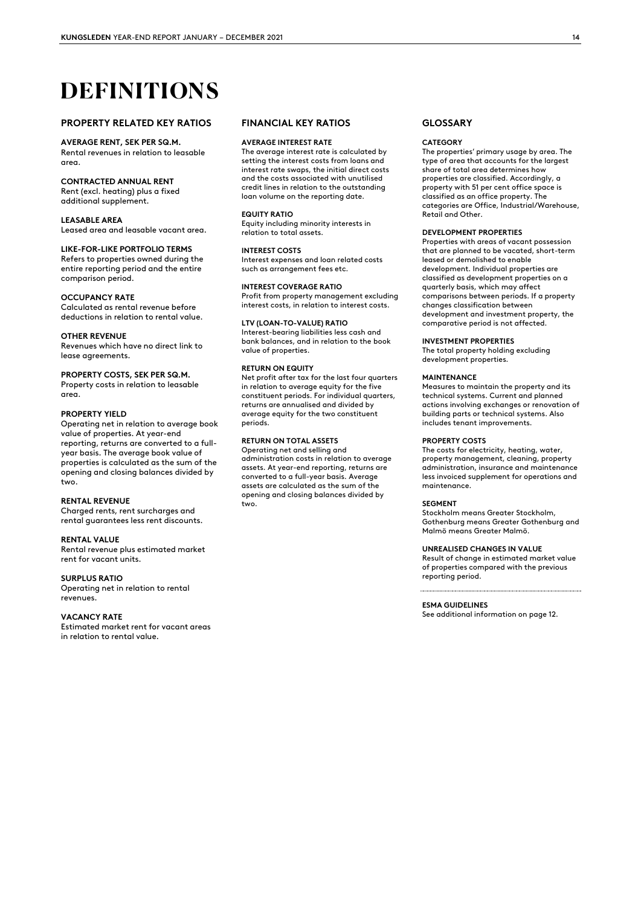# DEFINITIONS

## PROPERTY RELATED KEY RATIOS

**AVERAGE RENT, SEK PER SQ.M.**
Rental revenues in relation to leasable area.

**CONTRACTED ANNUAL RENT**
Rent (excl. heating) plus a fixed additional supplement.

**LEASABLE AREA**
Leased area and leasable vacant area.

**LIKE-FOR-LIKE PORTFOLIO TERMS**
Refers to properties owned during the entire reporting period and the entire comparison period.

**OCCUPANCY RATE**
Calculated as rental revenue before deductions in relation to rental value.

**OTHER REVENUE**
Revenues which have no direct link to lease agreements.

**PROPERTY COSTS, SEK PER SQ.M.**
Property costs in relation to leasable area.

**PROPERTY YIELD**
Operating net in relation to average book value of properties. At year-end reporting, returns are converted to a full-year basis. The average book value of properties is calculated as the sum of the opening and closing balances divided by two.

**RENTAL REVENUE**
Charged rents, rent surcharges and rental guarantees less rent discounts.

**RENTAL VALUE**
Rental revenue plus estimated market rent for vacant units.

**SURPLUS RATIO**
Operating net in relation to rental revenues.

**VACANCY RATE**
Estimated market rent for vacant areas in relation to rental value.

## FINANCIAL KEY RATIOS

**AVERAGE INTEREST RATE**
The average interest rate is calculated by setting the interest costs from loans and interest rate swaps, the initial direct costs and the costs associated with unutilised credit lines in relation to the outstanding loan volume on the reporting date.

**EQUITY RATIO**
Equity including minority interests in relation to total assets.

**INTEREST COSTS**
Interest expenses and loan related costs such as arrangement fees etc.

**INTEREST COVERAGE RATIO**
Profit from property management excluding interest costs, in relation to interest costs.

**LTV (LOAN-TO-VALUE) RATIO**
Interest-bearing liabilities less cash and bank balances, and in relation to the book value of properties.

**RETURN ON EQUITY**
Net profit after tax for the last four quarters in relation to average equity for the five constituent periods. For individual quarters, returns are annualised and divided by average equity for the two constituent periods.

**RETURN ON TOTAL ASSETS**
Operating net and selling and administration costs in relation to average assets. At year-end reporting, returns are converted to a full-year basis. Average assets are calculated as the sum of the opening and closing balances divided by two.

## GLOSSARY

**CATEGORY**
The properties' primary usage by area. The type of area that accounts for the largest share of total area determines how properties are classified. Accordingly, a property with 51 per cent office space is classified as an office property. The categories are Office, Industrial/Warehouse, Retail and Other.

**DEVELOPMENT PROPERTIES**
Properties with areas of vacant possession that are planned to be vacated, short-term leased or demolished to enable development. Individual properties are classified as development properties on a quarterly basis, which may affect comparisons between periods. If a property changes classification between development and investment property, the comparative period is not affected.

**INVESTMENT PROPERTIES**
The total property holding excluding development properties.

**MAINTENANCE**
Measures to maintain the property and its technical systems. Current and planned actions involving exchanges or renovation of building parts or technical systems. Also includes tenant improvements.

**PROPERTY COSTS**
The costs for electricity, heating, water, property management, cleaning, property administration, insurance and maintenance less invoiced supplement for operations and maintenance.

**SEGMENT**
Stockholm means Greater Stockholm, Gothenburg means Greater Gothenburg and Malmö means Greater Malmö.

**UNREALISED CHANGES IN VALUE**
Result of change in estimated market value of properties compared with the previous reporting period.

**ESMA GUIDELINES**
See additional information on page 12.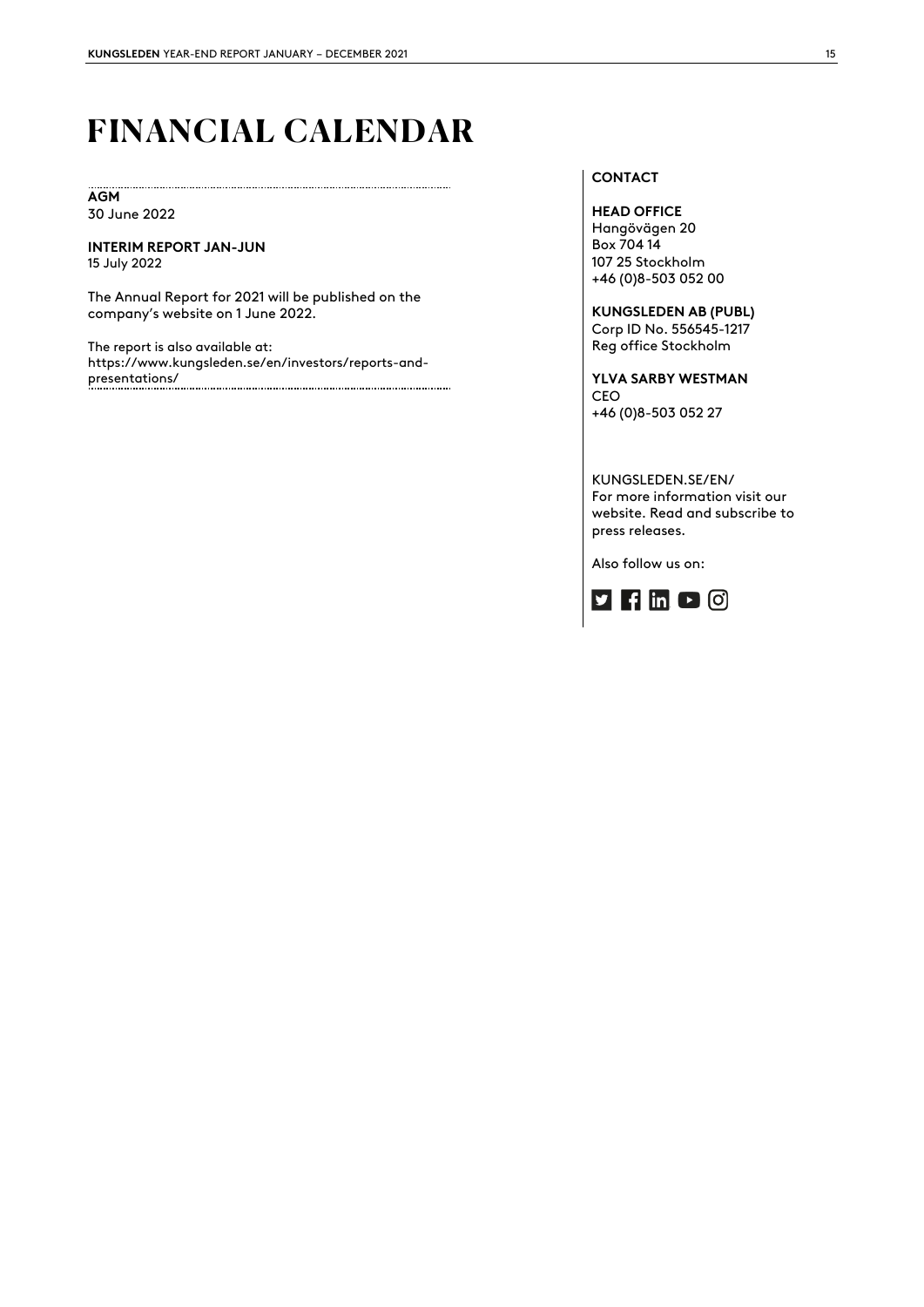# FINANCIAL CALENDAR

**AGM**
30 June 2022

**INTERIM REPORT JAN-JUN**
15 July 2022

The Annual Report for 2021 will be published on the company's website on 1 June 2022.

The report is also available at:
https://www.kungsleden.se/en/investors/reports-and-presentations/

**CONTACT**

**HEAD OFFICE**
Hangövägen 20
Box 704 14
107 25 Stockholm
+46 (0)8-503 052 00

**KUNGSLEDEN AB (PUBL)**
Corp ID No. 556545-1217
Reg office Stockholm

**YLVA SARBY WESTMAN**
CEO
+46 (0)8-503 052 27

KUNGSLEDEN.SE/EN/
For more information visit our website. Read and subscribe to press releases.

Also follow us on: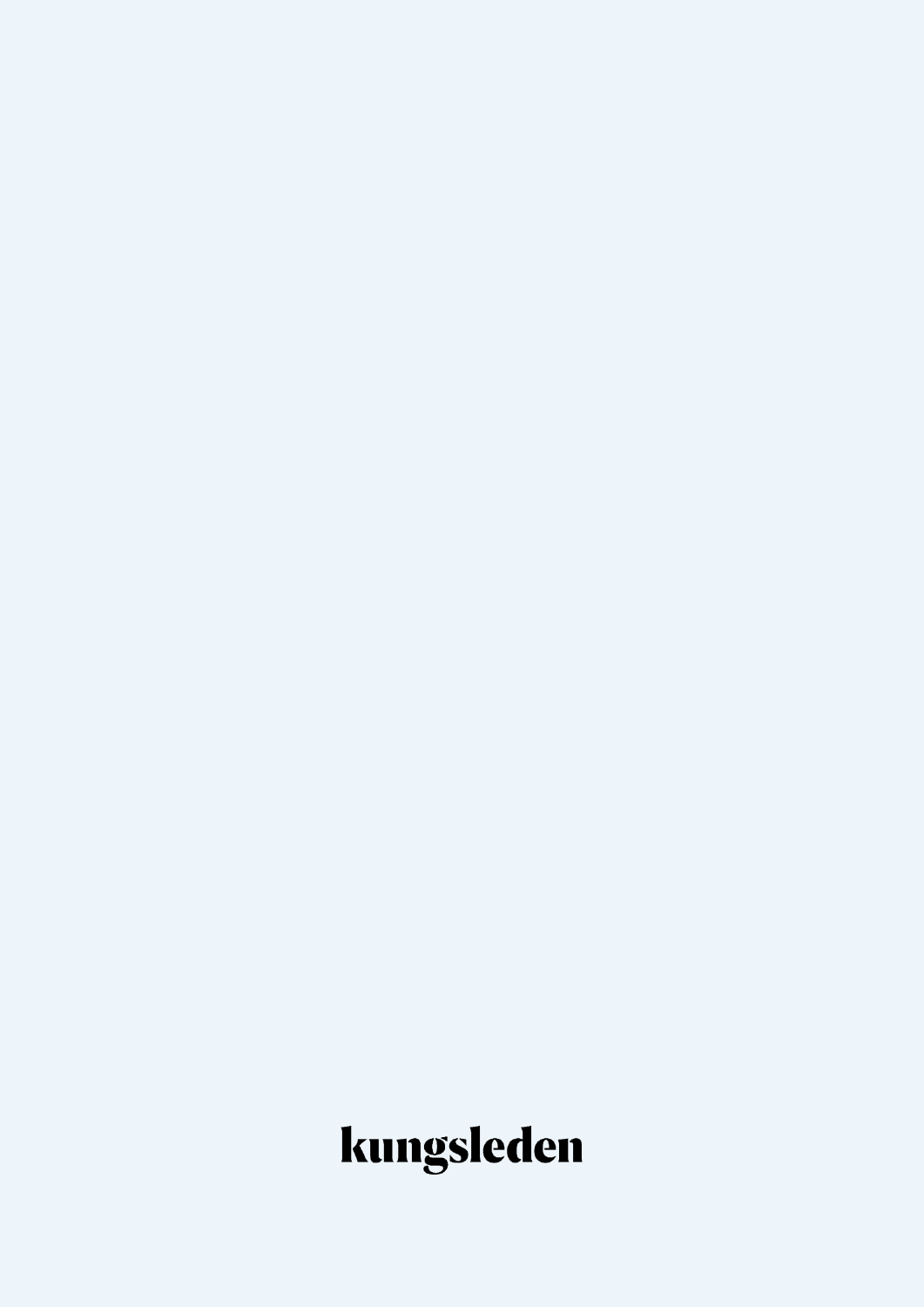kungsleden